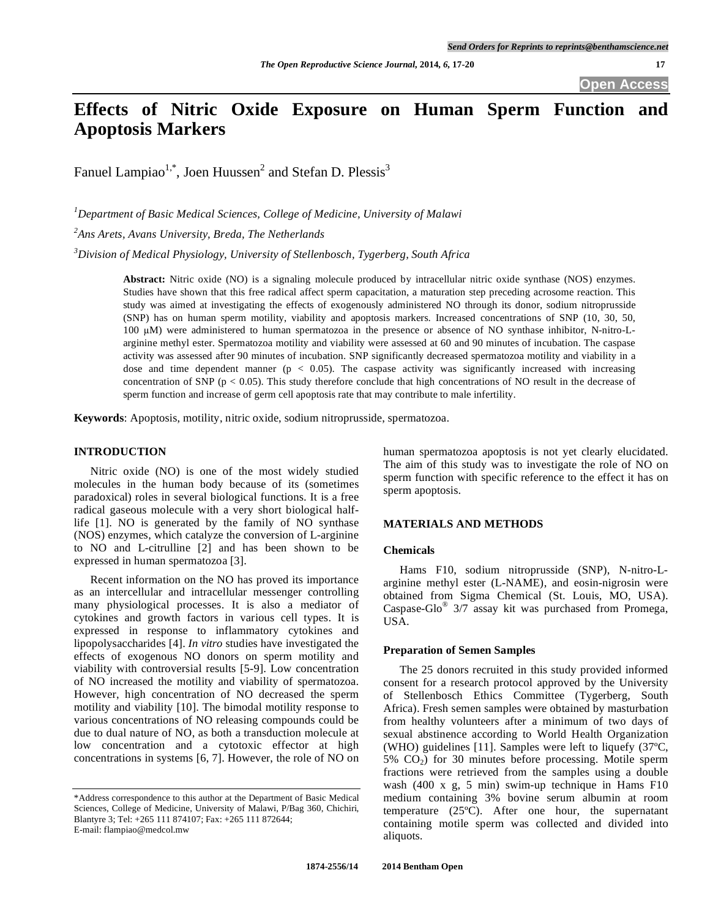# Effects of Nitric Oxide Exposure on Human Sperm Function and Apoptosis Markers

Fanuel Lampiao[1,*], Joen Huussen[2] and Stefan D. Plessis[3]

[1]*Department of Basic Medical Sciences, College of Medicine, University of Malawi*

[2]*Ans Arets, Avans University, Breda, The Netherlands*

[3]*Division of Medical Physiology, University of Stellenbosch, Tygerberg, South Africa*

**Abstract:** Nitric oxide (NO) is a signaling molecule produced by intracellular nitric oxide synthase (NOS) enzymes. Studies have shown that this free radical affect sperm capacitation, a maturation step preceding acrosome reaction. This study was aimed at investigating the effects of exogenously administered NO through its donor, sodium nitroprusside (SNP) has on human sperm motility, viability and apoptosis markers. Increased concentrations of SNP (10, 30, 50, 100 μM) were administered to human spermatozoa in the presence or absence of NO synthase inhibitor, N-nitro-L-arginine methyl ester. Spermatozoa motility and viability were assessed at 60 and 90 minutes of incubation. The caspase activity was assessed after 90 minutes of incubation. SNP significantly decreased spermatozoa motility and viability in a dose and time dependent manner ($p < 0.05$). The caspase activity was significantly increased with increasing concentration of SNP ($p < 0.05$). This study therefore conclude that high concentrations of NO result in the decrease of sperm function and increase of germ cell apoptosis rate that may contribute to male infertility.

**Keywords**: Apoptosis, motility, nitric oxide, sodium nitroprusside, spermatozoa.

## INTRODUCTION

Nitric oxide (NO) is one of the most widely studied molecules in the human body because of its (sometimes paradoxical) roles in several biological functions. It is a free radical gaseous molecule with a very short biological half-life [1]. NO is generated by the family of NO synthase (NOS) enzymes, which catalyze the conversion of L-arginine to NO and L-citrulline [2] and has been shown to be expressed in human spermatozoa [3].

Recent information on the NO has proved its importance as an intercellular and intracellular messenger controlling many physiological processes. It is also a mediator of cytokines and growth factors in various cell types. It is expressed in response to inflammatory cytokines and lipopolysaccharides [4]. *In vitro* studies have investigated the effects of exogenous NO donors on sperm motility and viability with controversial results [5-9]. Low concentration of NO increased the motility and viability of spermatozoa. However, high concentration of NO decreased the sperm motility and viability [10]. The bimodal motility response to various concentrations of NO releasing compounds could be due to dual nature of NO, as both a transduction molecule at low concentration and a cytotoxic effector at high concentrations in systems [6, 7]. However, the role of NO on human spermatozoa apoptosis is not yet clearly elucidated. The aim of this study was to investigate the role of NO on sperm function with specific reference to the effect it has on sperm apoptosis.

*Address correspondence to this author at the Department of Basic Medical Sciences, College of Medicine, University of Malawi, P/Bag 360, Chichiri, Blantyre 3; Tel: +265 111 874107; Fax: +265 111 872644; E-mail: flampiao@medcol.mw

## MATERIALS AND METHODS

### Chemicals

Hams F10, sodium nitroprusside (SNP), N-nitro-L-arginine methyl ester (L-NAME), and eosin-nigrosin were obtained from Sigma Chemical (St. Louis, MO, USA). Caspase-Glo® 3/7 assay kit was purchased from Promega, USA.

### Preparation of Semen Samples

The 25 donors recruited in this study provided informed consent for a research protocol approved by the University of Stellenbosch Ethics Committee (Tygerberg, South Africa). Fresh semen samples were obtained by masturbation from healthy volunteers after a minimum of two days of sexual abstinence according to World Health Organization (WHO) guidelines [11]. Samples were left to liquefy (37ºC, 5% $CO_2$) for 30 minutes before processing. Motile sperm fractions were retrieved from the samples using a double wash (400 x g, 5 min) swim-up technique in Hams F10 medium containing 3% bovine serum albumin at room temperature (25ºC). After one hour, the supernatant containing motile sperm was collected and divided into aliquots.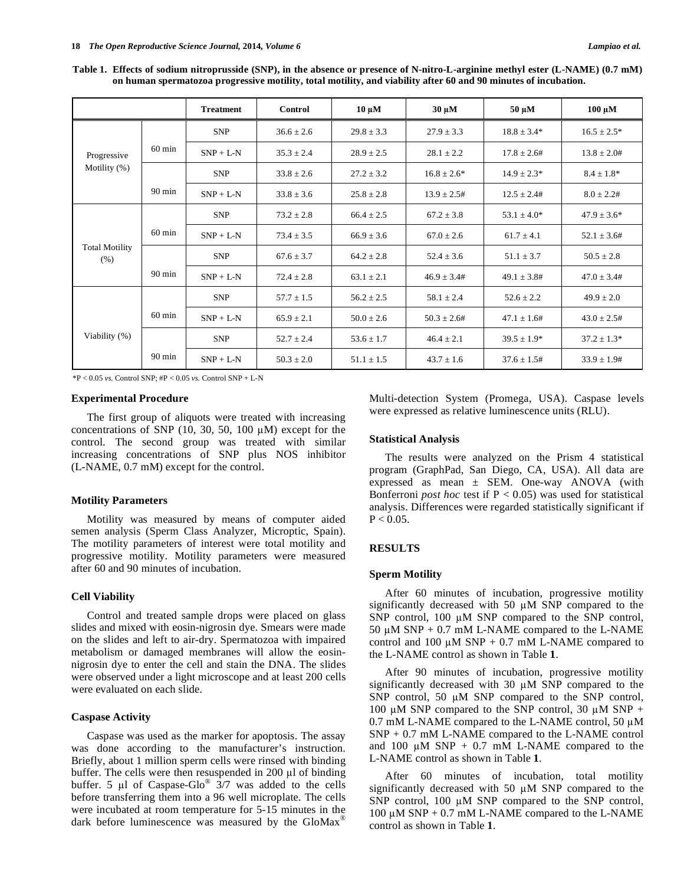**Table 1. Effects of sodium nitroprusside (SNP), in the absence or presence of N-nitro-L-arginine methyl ester (L-NAME) (0.7 mM) on human spermatozoa progressive motility, total motility, and viability after 60 and 90 minutes of incubation.**

| | | Treatment | Control | 10 µM | 30 µM | 50 µM | 100 µM |
|---|---|---|---|---|---|---|---|
| Progressive Motility (%) | 60 min | SNP | 36.6 ± 2.6 | 29.8 ± 3.3 | 27.9 ± 3.3 | 18.8 ± 3.4* | 16.5 ± 2.5* |
| | | SNP + L-N | 35.3 ± 2.4 | 28.9 ± 2.5 | 28.1 ± 2.2 | 17.8 ± 2.6# | 13.8 ± 2.0# |
| | 90 min | SNP | 33.8 ± 2.6 | 27.2 ± 3.2 | 16.8 ± 2.6* | 14.9 ± 2.3* | 8.4 ± 1.8* |
| | | SNP + L-N | 33.8 ± 3.6 | 25.8 ± 2.8 | 13.9 ± 2.5# | 12.5 ± 2.4# | 8.0 ± 2.2# |
| Total Motility (%) | 60 min | SNP | 73.2 ± 2.8 | 66.4 ± 2.5 | 67.2 ± 3.8 | 53.1 ± 4.0* | 47.9 ± 3.6* |
| | | SNP + L-N | 73.4 ± 3.5 | 66.9 ± 3.6 | 67.0 ± 2.6 | 61.7 ± 4.1 | 52.1 ± 3.6# |
| | 90 min | SNP | 67.6 ± 3.7 | 64.2 ± 2.8 | 52.4 ± 3.6 | 51.1 ± 3.7 | 50.5 ± 2.8 |
| | | SNP + L-N | 72.4 ± 2.8 | 63.1 ± 2.1 | 46.9 ± 3.4# | 49.1 ± 3.8# | 47.0 ± 3.4# |
| Viability (%) | 60 min | SNP | 57.7 ± 1.5 | 56.2 ± 2.5 | 58.1 ± 2.4 | 52.6 ± 2.2 | 49.9 ± 2.0 |
| | | SNP + L-N | 65.9 ± 2.1 | 50.0 ± 2.6 | 50.3 ± 2.6# | 47.1 ± 1.6# | 43.0 ± 2.5# |
| | 90 min | SNP | 52.7 ± 2.4 | 53.6 ± 1.7 | 46.4 ± 2.1 | 39.5 ± 1.9* | 37.2 ± 1.3* |
| | | SNP + L-N | 50.3 ± 2.0 | 51.1 ± 1.5 | 43.7 ± 1.6 | 37.6 ± 1.5# | 33.9 ± 1.9# |

*$P < 0.05$ *vs.* Control SNP; #$P < 0.05$ *vs.* Control SNP + L-N

### Experimental Procedure

The first group of aliquots were treated with increasing concentrations of SNP (10, 30, 50, 100 µM) except for the control. The second group was treated with similar increasing concentrations of SNP plus NOS inhibitor (L-NAME, 0.7 mM) except for the control.

### Motility Parameters

Motility was measured by means of computer aided semen analysis (Sperm Class Analyzer, Microptic, Spain). The motility parameters of interest were total motility and progressive motility. Motility parameters were measured after 60 and 90 minutes of incubation.

### Cell Viability

Control and treated sample drops were placed on glass slides and mixed with eosin-nigrosin dye. Smears were made on the slides and left to air-dry. Spermatozoa with impaired metabolism or damaged membranes will allow the eosin-nigrosin dye to enter the cell and stain the DNA. The slides were observed under a light microscope and at least 200 cells were evaluated on each slide.

### Caspase Activity

Caspase was used as the marker for apoptosis. The assay was done according to the manufacturer's instruction. Briefly, about 1 million sperm cells were rinsed with binding buffer. The cells were then resuspended in 200 µl of binding buffer. 5 µl of Caspase-Glo® 3/7 was added to the cells before transferring them into a 96 well microplate. The cells were incubated at room temperature for 5-15 minutes in the dark before luminescence was measured by the GloMax® Multi-detection System (Promega, USA). Caspase levels were expressed as relative luminescence units (RLU).

### Statistical Analysis

The results were analyzed on the Prism 4 statistical program (GraphPad, San Diego, CA, USA). All data are expressed as mean ± SEM. One-way ANOVA (with Bonferroni *post hoc* test if $P < 0.05$) was used for statistical analysis. Differences were regarded statistically significant if $P < 0.05$.

## RESULTS

### Sperm Motility

After 60 minutes of incubation, progressive motility significantly decreased with 50 µM SNP compared to the SNP control, 100 µM SNP compared to the SNP control, 50 µM SNP + 0.7 mM L-NAME compared to the L-NAME control and 100 µM SNP + 0.7 mM L-NAME compared to the L-NAME control as shown in Table **1**.

After 90 minutes of incubation, progressive motility significantly decreased with 30 µM SNP compared to the SNP control, 50 µM SNP compared to the SNP control, 100 µM SNP compared to the SNP control, 30 µM SNP + 0.7 mM L-NAME compared to the L-NAME control, 50 µM SNP + 0.7 mM L-NAME compared to the L-NAME control and 100 µM SNP + 0.7 mM L-NAME compared to the L-NAME control as shown in Table **1**.

After 60 minutes of incubation, total motility significantly decreased with 50 µM SNP compared to the SNP control, 100 µM SNP compared to the SNP control, 100 µM SNP + 0.7 mM L-NAME compared to the L-NAME control as shown in Table **1**.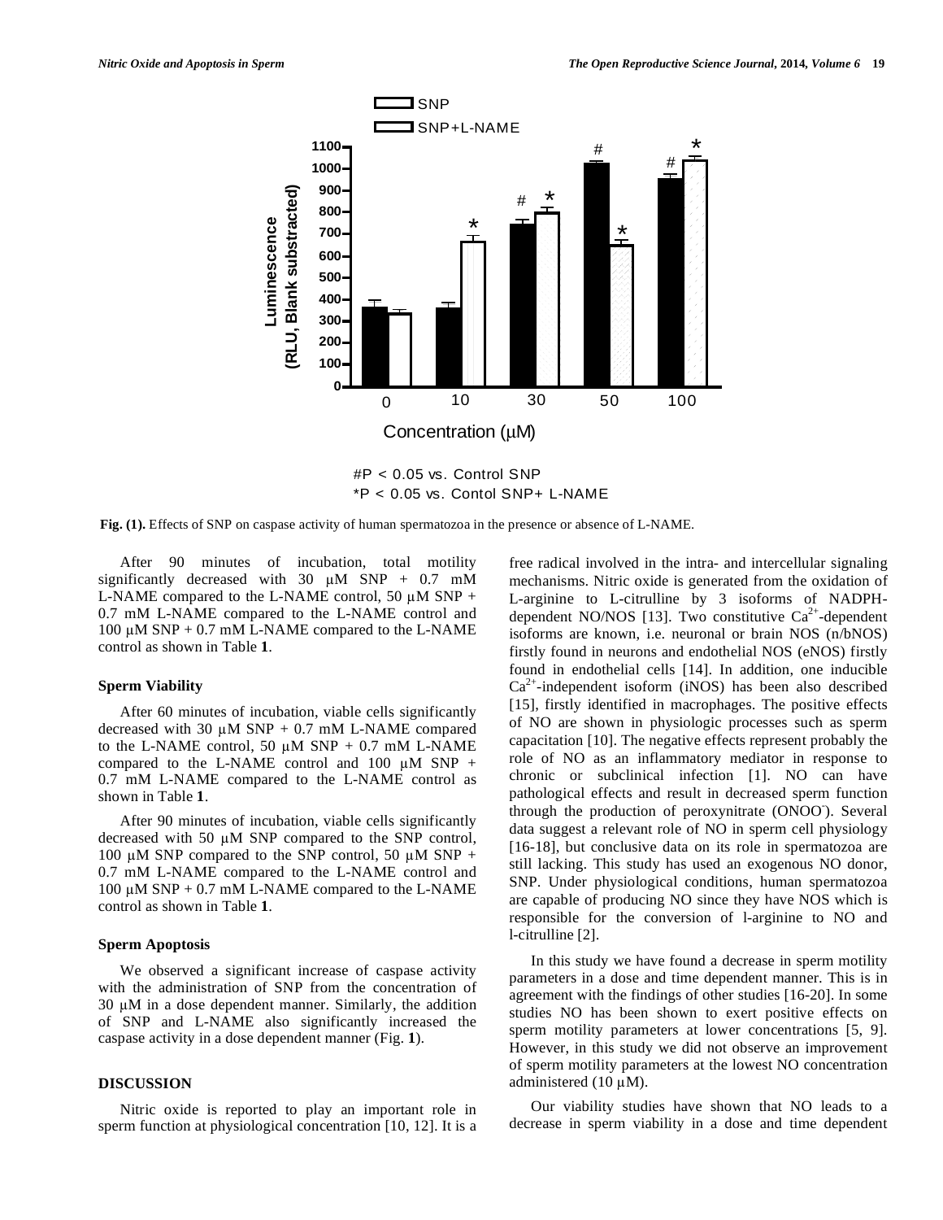Fig. (1). Effects of SNP on caspase activity of human spermatozoa in the presence or absence of L-NAME.

After 90 minutes of incubation, total motility significantly decreased with 30 μM SNP + 0.7 mM L-NAME compared to the L-NAME control, 50 μM SNP + 0.7 mM L-NAME compared to the L-NAME control and 100 μM SNP + 0.7 mM L-NAME compared to the L-NAME control as shown in Table **1**.

### Sperm Viability

After 60 minutes of incubation, viable cells significantly decreased with 30 μM SNP + 0.7 mM L-NAME compared to the L-NAME control, 50 μM SNP + 0.7 mM L-NAME compared to the L-NAME control and 100 μM SNP + 0.7 mM L-NAME compared to the L-NAME control as shown in Table **1**.

After 90 minutes of incubation, viable cells significantly decreased with 50 μM SNP compared to the SNP control, 100 μM SNP compared to the SNP control, 50 μM SNP + 0.7 mM L-NAME compared to the L-NAME control and 100 μM SNP + 0.7 mM L-NAME compared to the L-NAME control as shown in Table **1**.

### Sperm Apoptosis

We observed a significant increase of caspase activity with the administration of SNP from the concentration of 30 μM in a dose dependent manner. Similarly, the addition of SNP and L-NAME also significantly increased the caspase activity in a dose dependent manner (Fig. **1**).

## DISCUSSION

Nitric oxide is reported to play an important role in sperm function at physiological concentration [10, 12]. It is a free radical involved in the intra- and intercellular signaling mechanisms. Nitric oxide is generated from the oxidation of L-arginine to L-citrulline by 3 isoforms of NADPH-dependent NO/NOS [13]. Two constitutive $Ca^{2+}$-dependent isoforms are known, i.e. neuronal or brain NOS (n/bNOS) firstly found in neurons and endothelial NOS (eNOS) firstly found in endothelial cells [14]. In addition, one inducible $Ca^{2+}$-independent isoform (iNOS) has been also described [15], firstly identified in macrophages. The positive effects of NO are shown in physiologic processes such as sperm capacitation [10]. The negative effects represent probably the role of NO as an inflammatory mediator in response to chronic or subclinical infection [1]. NO can have pathological effects and result in decreased sperm function through the production of peroxynitrate ($ONOO^-$). Several data suggest a relevant role of NO in sperm cell physiology [16-18], but conclusive data on its role in spermatozoa are still lacking. This study has used an exogenous NO donor, SNP. Under physiological conditions, human spermatozoa are capable of producing NO since they have NOS which is responsible for the conversion of l-arginine to NO and l-citrulline [2].

In this study we have found a decrease in sperm motility parameters in a dose and time dependent manner. This is in agreement with the findings of other studies [16-20]. In some studies NO has been shown to exert positive effects on sperm motility parameters at lower concentrations [5, 9]. However, in this study we did not observe an improvement of sperm motility parameters at the lowest NO concentration administered (10 μM).

Our viability studies have shown that NO leads to a decrease in sperm viability in a dose and time dependent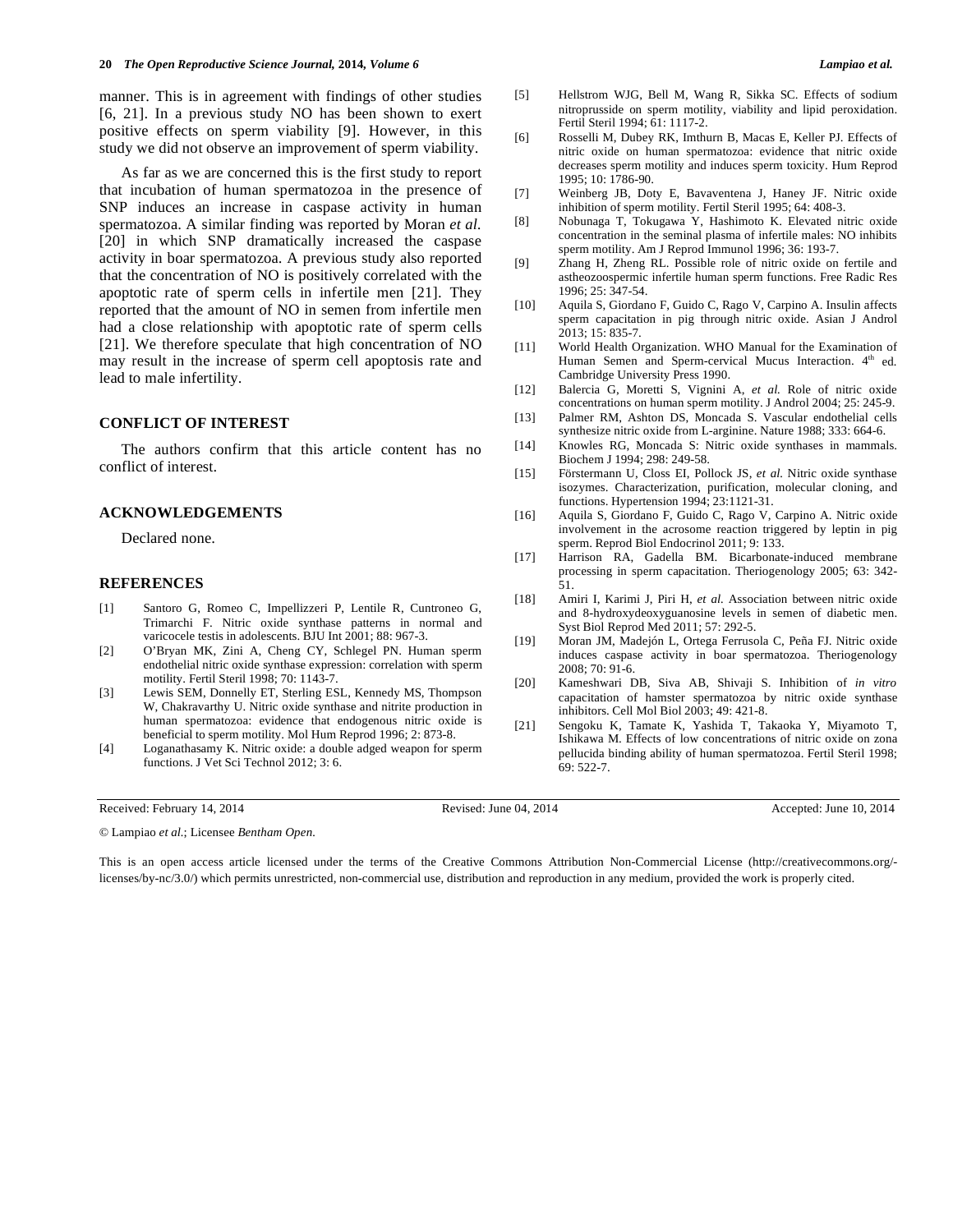manner. This is in agreement with findings of other studies [6, 21]. In a previous study NO has been shown to exert positive effects on sperm viability [9]. However, in this study we did not observe an improvement of sperm viability.

As far as we are concerned this is the first study to report that incubation of human spermatozoa in the presence of SNP induces an increase in caspase activity in human spermatozoa. A similar finding was reported by Moran *et al.* [20] in which SNP dramatically increased the caspase activity in boar spermatozoa. A previous study also reported that the concentration of NO is positively correlated with the apoptotic rate of sperm cells in infertile men [21]. They reported that the amount of NO in semen from infertile men had a close relationship with apoptotic rate of sperm cells [21]. We therefore speculate that high concentration of NO may result in the increase of sperm cell apoptosis rate and lead to male infertility.

## CONFLICT OF INTEREST

The authors confirm that this article content has no conflict of interest.

## ACKNOWLEDGEMENTS

Declared none.

## REFERENCES

[1] Santoro G, Romeo C, Impellizzeri P, Lentile R, Cuntroneo G, Trimarchi F. Nitric oxide synthase patterns in normal and varicocele testis in adolescents. BJU Int 2001; 88: 967-3.

[2] O'Bryan MK, Zini A, Cheng CY, Schlegel PN. Human sperm endothelial nitric oxide synthase expression: correlation with sperm motility. Fertil Steril 1998; 70: 1143-7.

[3] Lewis SEM, Donnelly ET, Sterling ESL, Kennedy MS, Thompson W, Chakravarthy U. Nitric oxide synthase and nitrite production in human spermatozoa: evidence that endogenous nitric oxide is beneficial to sperm motility. Mol Hum Reprod 1996; 2: 873-8.

[4] Loganathasamy K. Nitric oxide: a double adged weapon for sperm functions. J Vet Sci Technol 2012; 3: 6.

[5] Hellstrom WJG, Bell M, Wang R, Sikka SC. Effects of sodium nitroprusside on sperm motility, viability and lipid peroxidation. Fertil Steril 1994; 61: 1117-2.

[6] Rosselli M, Dubey RK, Imthurn B, Macas E, Keller PJ. Effects of nitric oxide on human spermatozoa: evidence that nitric oxide decreases sperm motility and induces sperm toxicity. Hum Reprod 1995; 10: 1786-90.

[7] Weinberg JB, Doty E, Bavaventena J, Haney JF. Nitric oxide inhibition of sperm motility. Fertil Steril 1995; 64: 408-3.

[8] Nobunaga T, Tokugawa Y, Hashimoto K. Elevated nitric oxide concentration in the seminal plasma of infertile males: NO inhibits sperm motility. Am J Reprod Immunol 1996; 36: 193-7.

[9] Zhang H, Zheng RL. Possible role of nitric oxide on fertile and astheozoospermic infertile human sperm functions. Free Radic Res 1996; 25: 347-54.

[10] Aquila S, Giordano F, Guido C, Rago V, Carpino A. Insulin affects sperm capacitation in pig through nitric oxide. Asian J Androl 2013; 15: 835-7.

[11] World Health Organization. WHO Manual for the Examination of Human Semen and Sperm-cervical Mucus Interaction. 4th ed. Cambridge University Press 1990.

[12] Balercia G, Moretti S, Vignini A, *et al.* Role of nitric oxide concentrations on human sperm motility. J Androl 2004; 25: 245-9.

[13] Palmer RM, Ashton DS, Moncada S. Vascular endothelial cells synthesize nitric oxide from L-arginine. Nature 1988; 333: 664-6.

[14] Knowles RG, Moncada S: Nitric oxide synthases in mammals. Biochem J 1994; 298: 249-58.

[15] Förstermann U, Closs EI, Pollock JS, *et al.* Nitric oxide synthase isozymes. Characterization, purification, molecular cloning, and functions. Hypertension 1994; 23:1121-31.

[16] Aquila S, Giordano F, Guido C, Rago V, Carpino A. Nitric oxide involvement in the acrosome reaction triggered by leptin in pig sperm. Reprod Biol Endocrinol 2011; 9: 133.

[17] Harrison RA, Gadella BM. Bicarbonate-induced membrane processing in sperm capacitation. Theriogenology 2005; 63: 342-51.

[18] Amiri I, Karimi J, Piri H, *et al.* Association between nitric oxide and 8-hydroxydeoxyguanosine levels in semen of diabetic men. Syst Biol Reprod Med 2011; 57: 292-5.

[19] Moran JM, Madejón L, Ortega Ferrusola C, Peña FJ. Nitric oxide induces caspase activity in boar spermatozoa. Theriogenology 2008; 70: 91-6.

[20] Kameshwari DB, Siva AB, Shivaji S. Inhibition of *in vitro* capacitation of hamster spermatozoa by nitric oxide synthase inhibitors. Cell Mol Biol 2003; 49: 421-8.

[21] Sengoku K, Tamate K, Yashida T, Takaoka Y, Miyamoto T, Ishikawa M. Effects of low concentrations of nitric oxide on zona pellucida binding ability of human spermatozoa. Fertil Steril 1998; 69: 522-7.

Received: February 14, 2014 Revised: June 04, 2014 Accepted: June 10, 2014

© Lampiao *et al.*; Licensee *Bentham Open.*

This is an open access article licensed under the terms of the Creative Commons Attribution Non-Commercial License (http://creativecommons.org/-licenses/by-nc/3.0/) which permits unrestricted, non-commercial use, distribution and reproduction in any medium, provided the work is properly cited.